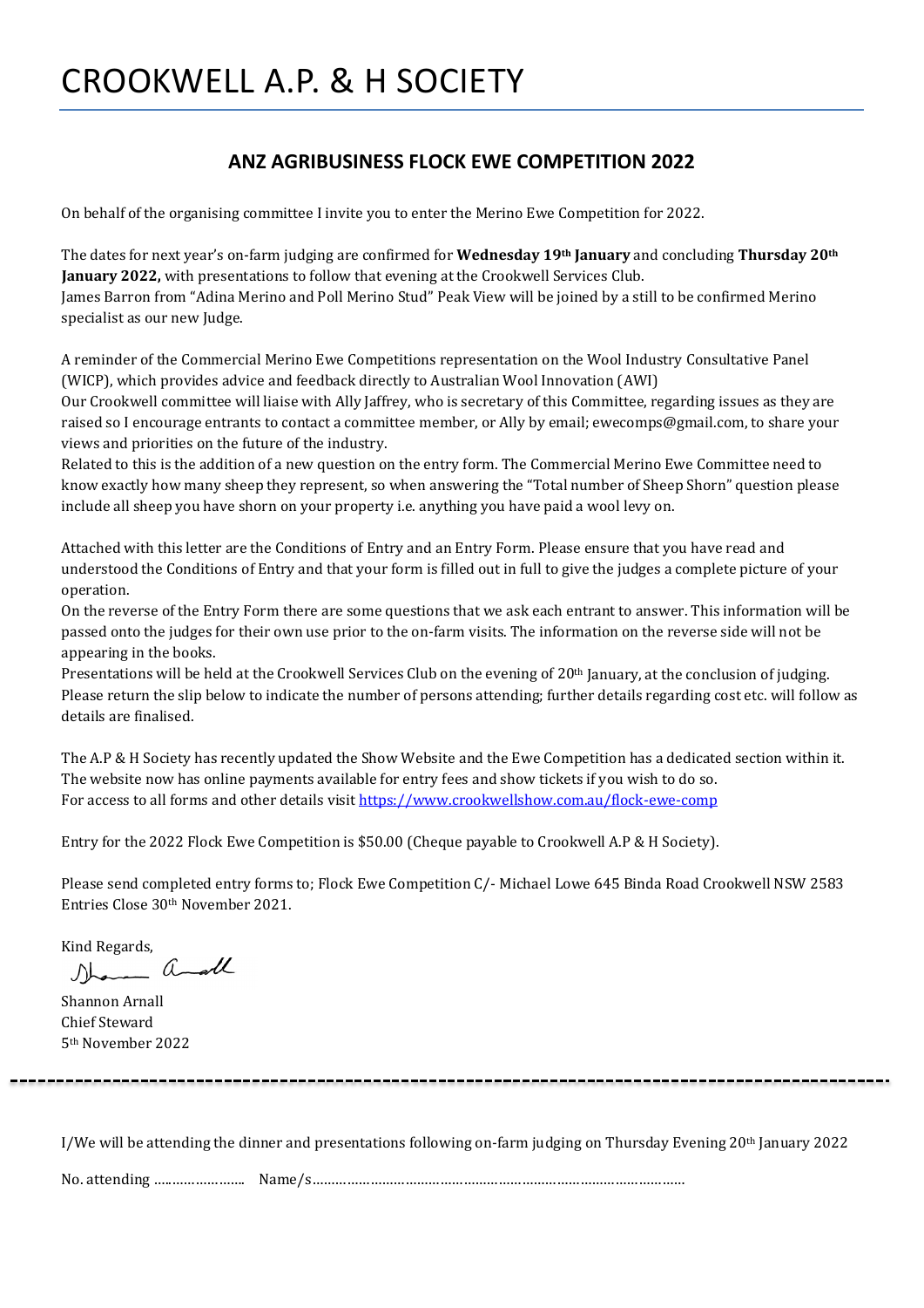# CROOKWELL A.P. & H SOCIETY

## ANZ AGRIBUSINESS FLOCK EWE COMPETITION 2022

On behalf of the organising committee I invite you to enter the Merino Ewe Competition for 2022.

The dates for next year's on-farm judging are confirmed for **Wednesday 19th January** and concluding **Thursday 20th January 2022,** with presentations to follow that evening at the Crookwell Services Club.
James Barron from "Adina Merino and Poll Merino Stud" Peak View will be joined by a still to be confirmed Merino specialist as our new Judge.

A reminder of the Commercial Merino Ewe Competitions representation on the Wool Industry Consultative Panel (WICP), which provides advice and feedback directly to Australian Wool Innovation (AWI)
Our Crookwell committee will liaise with Ally Jaffrey, who is secretary of this Committee, regarding issues as they are raised so I encourage entrants to contact a committee member, or Ally by email; ewecomps@gmail.com, to share your views and priorities on the future of the industry.
Related to this is the addition of a new question on the entry form. The Commercial Merino Ewe Committee need to know exactly how many sheep they represent, so when answering the "Total number of Sheep Shorn" question please include all sheep you have shorn on your property i.e. anything you have paid a wool levy on.

Attached with this letter are the Conditions of Entry and an Entry Form. Please ensure that you have read and understood the Conditions of Entry and that your form is filled out in full to give the judges a complete picture of your operation.
On the reverse of the Entry Form there are some questions that we ask each entrant to answer. This information will be passed onto the judges for their own use prior to the on-farm visits. The information on the reverse side will not be appearing in the books.
Presentations will be held at the Crookwell Services Club on the evening of 20th January, at the conclusion of judging. Please return the slip below to indicate the number of persons attending; further details regarding cost etc. will follow as details are finalised.

The A.P & H Society has recently updated the Show Website and the Ewe Competition has a dedicated section within it. The website now has online payments available for entry fees and show tickets if you wish to do so.
For access to all forms and other details visit https://www.crookwellshow.com.au/flock-ewe-comp

Entry for the 2022 Flock Ewe Competition is $50.00 (Cheque payable to Crookwell A.P & H Society).

Please send completed entry forms to; Flock Ewe Competition C/- Michael Lowe 645 Binda Road Crookwell NSW 2583
Entries Close 30th November 2021.

Kind Regards,

Shannon Arnall
Chief Steward
5th November 2022

---

I/We will be attending the dinner and presentations following on-farm judging on Thursday Evening 20th January 2022

No. attending …………………. Name/s……………………………………………………………………………………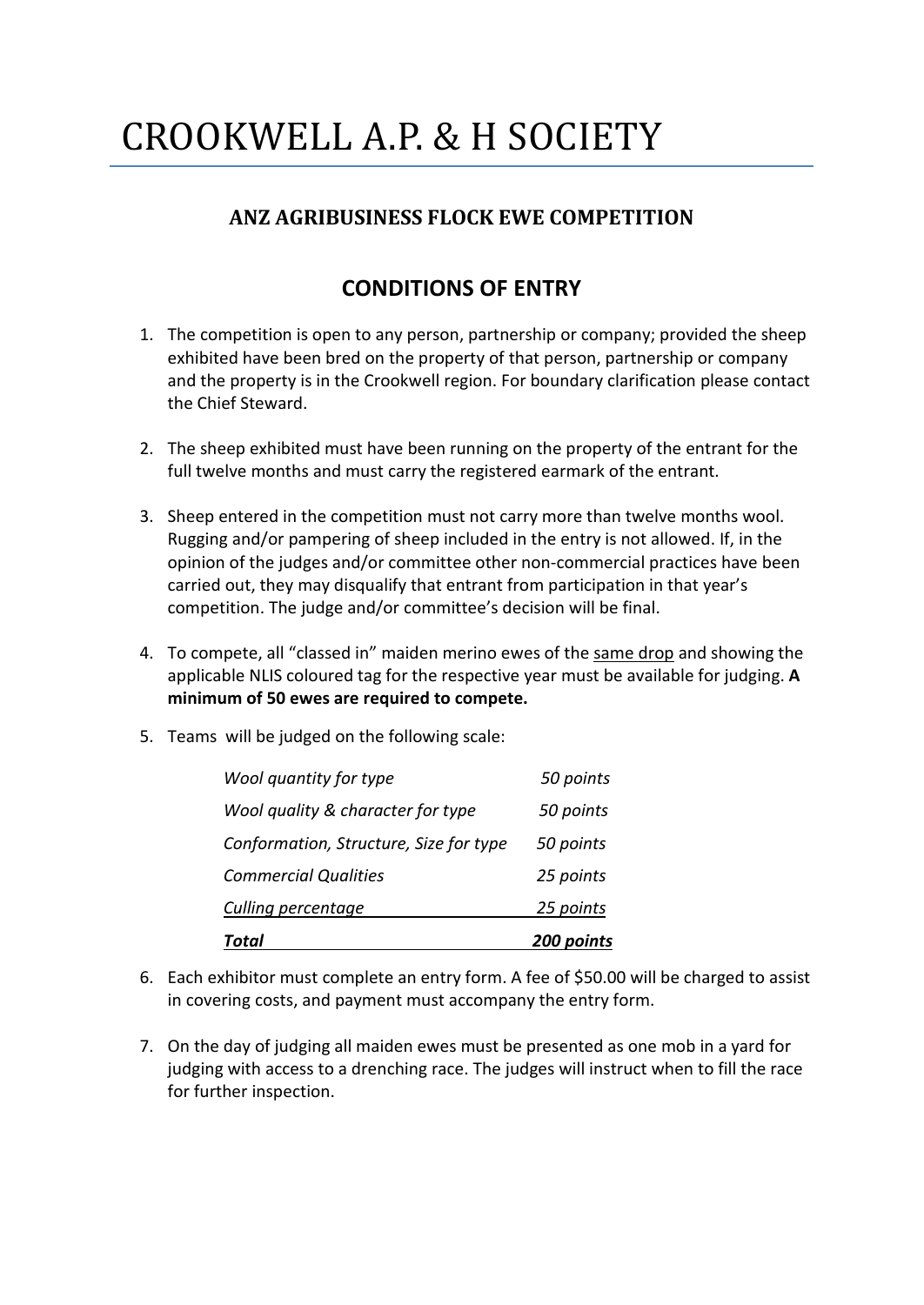# CROOKWELL A.P. & H SOCIETY

## ANZ AGRIBUSINESS FLOCK EWE COMPETITION

## CONDITIONS OF ENTRY

1. The competition is open to any person, partnership or company; provided the sheep exhibited have been bred on the property of that person, partnership or company and the property is in the Crookwell region. For boundary clarification please contact the Chief Steward.

2. The sheep exhibited must have been running on the property of the entrant for the full twelve months and must carry the registered earmark of the entrant.

3. Sheep entered in the competition must not carry more than twelve months wool. Rugging and/or pampering of sheep included in the entry is not allowed. If, in the opinion of the judges and/or committee other non-commercial practices have been carried out, they may disqualify that entrant from participation in that year's competition. The judge and/or committee's decision will be final.

4. To compete, all "classed in" maiden merino ewes of the same drop and showing the applicable NLIS coloured tag for the respective year must be available for judging. **A minimum of 50 ewes are required to compete.**

5. Teams will be judged on the following scale:

| | |
|---|---|
| *Wool quantity for type* | *50 points* |
| *Wool quality & character for type* | *50 points* |
| *Conformation, Structure, Size for type* | *50 points* |
| *Commercial Qualities* | *25 points* |
| *Culling percentage* | *25 points* |
| ***Total*** | ***200 points*** |

6. Each exhibitor must complete an entry form. A fee of $50.00 will be charged to assist in covering costs, and payment must accompany the entry form.

7. On the day of judging all maiden ewes must be presented as one mob in a yard for judging with access to a drenching race. The judges will instruct when to fill the race for further inspection.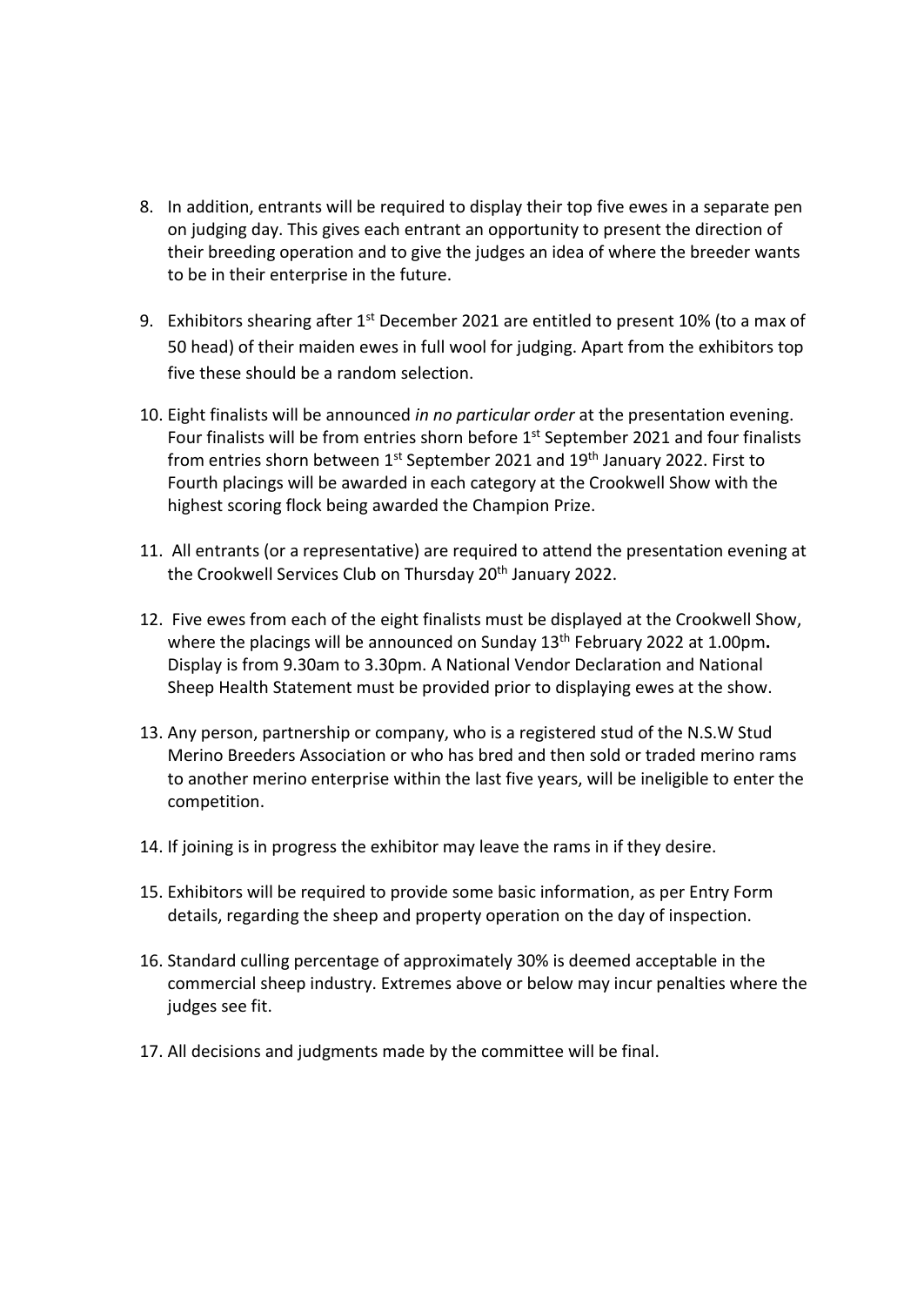8. In addition, entrants will be required to display their top five ewes in a separate pen on judging day. This gives each entrant an opportunity to present the direction of their breeding operation and to give the judges an idea of where the breeder wants to be in their enterprise in the future.

9. Exhibitors shearing after 1st December 2021 are entitled to present 10% (to a max of 50 head) of their maiden ewes in full wool for judging. Apart from the exhibitors top five these should be a random selection.

10. Eight finalists will be announced *in no particular order* at the presentation evening. Four finalists will be from entries shorn before 1st September 2021 and four finalists from entries shorn between 1st September 2021 and 19th January 2022. First to Fourth placings will be awarded in each category at the Crookwell Show with the highest scoring flock being awarded the Champion Prize.

11. All entrants (or a representative) are required to attend the presentation evening at the Crookwell Services Club on Thursday 20th January 2022.

12. Five ewes from each of the eight finalists must be displayed at the Crookwell Show, where the placings will be announced on Sunday 13th February 2022 at 1.00pm**.** Display is from 9.30am to 3.30pm. A National Vendor Declaration and National Sheep Health Statement must be provided prior to displaying ewes at the show.

13. Any person, partnership or company, who is a registered stud of the N.S.W Stud Merino Breeders Association or who has bred and then sold or traded merino rams to another merino enterprise within the last five years, will be ineligible to enter the competition.

14. If joining is in progress the exhibitor may leave the rams in if they desire.

15. Exhibitors will be required to provide some basic information, as per Entry Form details, regarding the sheep and property operation on the day of inspection.

16. Standard culling percentage of approximately 30% is deemed acceptable in the commercial sheep industry. Extremes above or below may incur penalties where the judges see fit.

17. All decisions and judgments made by the committee will be final.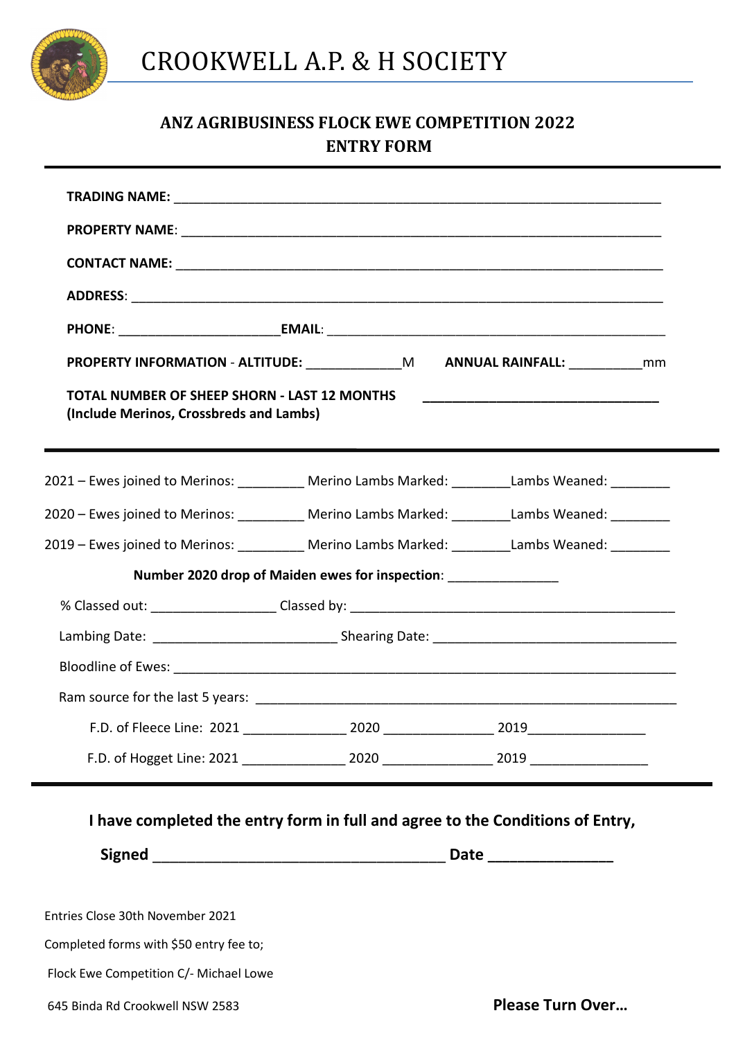# CROOKWELL A.P. & H SOCIETY

## ANZ AGRIBUSINESS FLOCK EWE COMPETITION 2022
## ENTRY FORM

**TRADING NAME:** ___________________________________________________________________

**PROPERTY NAME**: __________________________________________________________________

**CONTACT NAME:** ___________________________________________________________________

**ADDRESS**: _______________________________________________________________________

**PHONE**: ______________________ **EMAIL**: _______________________________________________

**PROPERTY INFORMATION - ALTITUDE:** _____________M **ANNUAL RAINFALL:** __________mm

**TOTAL NUMBER OF SHEEP SHORN - LAST 12 MONTHS** __________________________________
**(Include Merinos, Crossbreds and Lambs)**

2021 – Ewes joined to Merinos: _________ Merino Lambs Marked: ________Lambs Weaned: ________

2020 – Ewes joined to Merinos: _________ Merino Lambs Marked: ________Lambs Weaned: ________

2019 – Ewes joined to Merinos: _________ Merino Lambs Marked: ________Lambs Weaned: ________

**Number 2020 drop of Maiden ewes for inspection**: _______________

% Classed out: _________________ Classed by: _____________________________________________

Lambing Date: _________________________ Shearing Date: _________________________________

Bloodline of Ewes: ________________________________________________________________________

Ram source for the last 5 years: ___________________________________________________________

F.D. of Fleece Line: 2021 ______________ 2020 _______________ 2019________________

F.D. of Hogget Line: 2021 ______________ 2020 _______________ 2019 ________________

**I have completed the entry form in full and agree to the Conditions of Entry,**

**Signed** ____________________________________ **Date** _______________

Entries Close 30th November 2021

Completed forms with $50 entry fee to;

Flock Ewe Competition C/- Michael Lowe

645 Binda Rd Crookwell NSW 2583

**Please Turn Over…**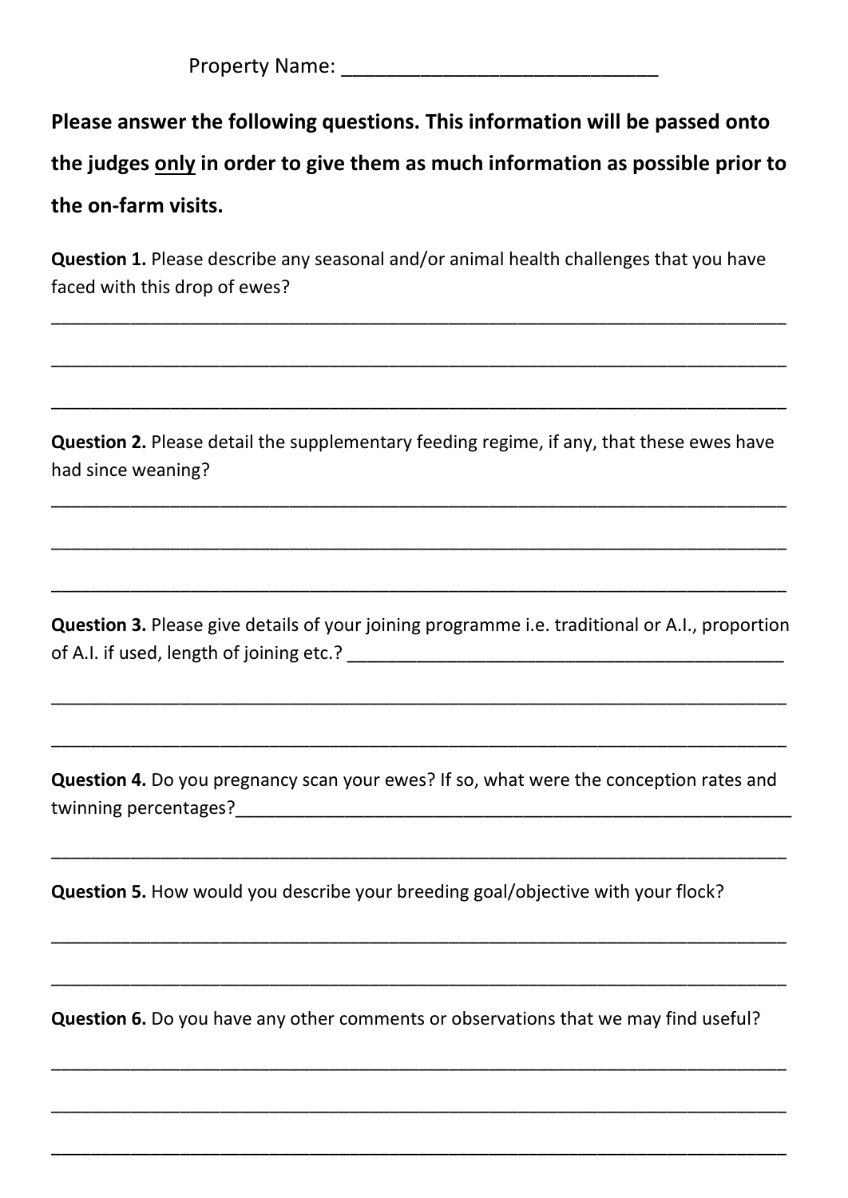Property Name: ____________________________

**Please answer the following questions. This information will be passed onto the judges <u>only</u> in order to give them as much information as possible prior to the on-farm visits.**

**Question 1.** Please describe any seasonal and/or animal health challenges that you have faced with this drop of ewes?

___________________________________________________________________________

___________________________________________________________________________

___________________________________________________________________________

**Question 2.** Please detail the supplementary feeding regime, if any, that these ewes have had since weaning?

___________________________________________________________________________

___________________________________________________________________________

___________________________________________________________________________

**Question 3.** Please give details of your joining programme i.e. traditional or A.I., proportion of A.I. if used, length of joining etc.? _____________________________________________

___________________________________________________________________________

___________________________________________________________________________

**Question 4.** Do you pregnancy scan your ewes? If so, what were the conception rates and twinning percentages?_________________________________________________________

___________________________________________________________________________

**Question 5.** How would you describe your breeding goal/objective with your flock?

___________________________________________________________________________

___________________________________________________________________________

**Question 6.** Do you have any other comments or observations that we may find useful?

___________________________________________________________________________

___________________________________________________________________________

___________________________________________________________________________